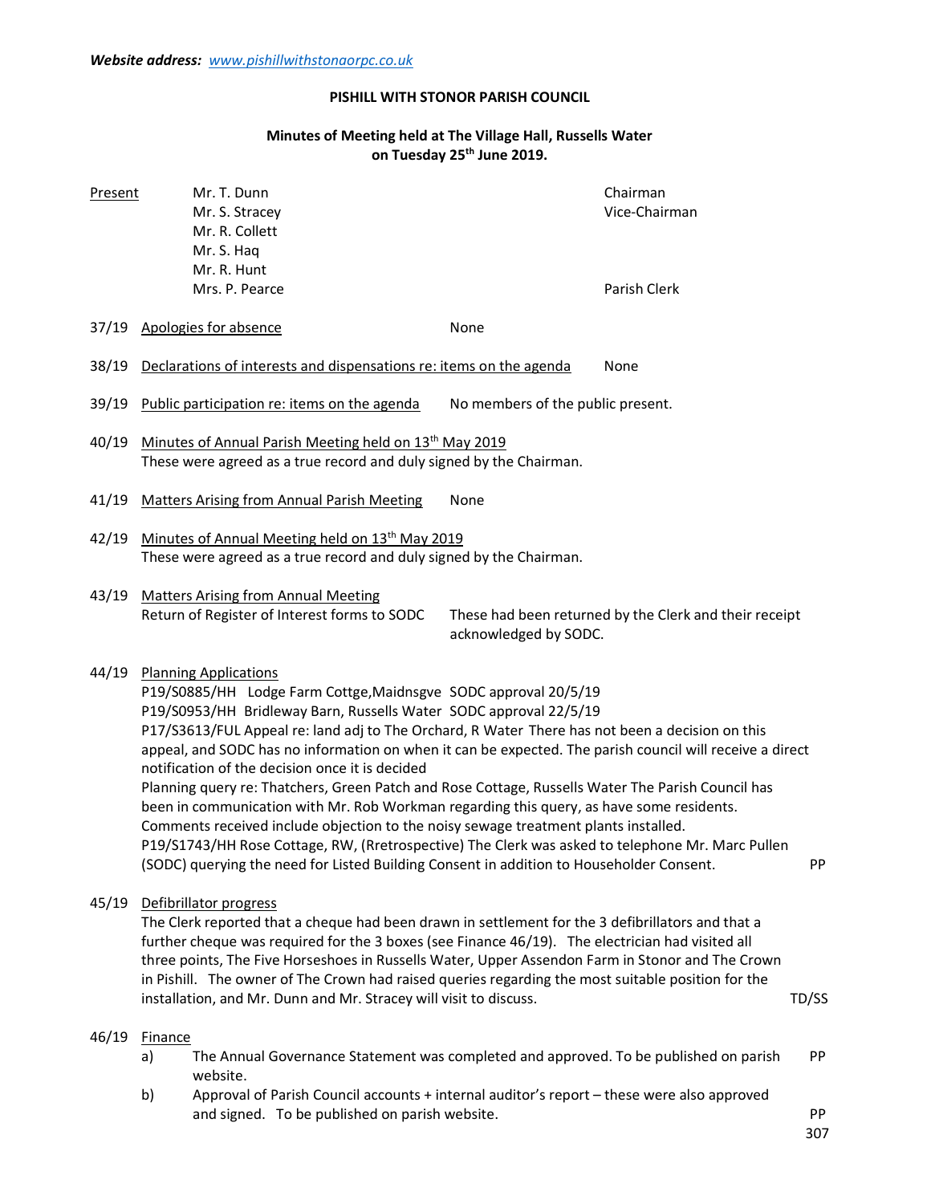***Website address:*** *[www.pishillwithstonaorpc.co.uk](http://www.pishillwithstonaorpc.co.uk)*

**PISHILL WITH STONOR PARISH COUNCIL**

**Minutes of Meeting held at The Village Hall, Russells Water on Tuesday 25th June 2019.**

| Present | | |
|---|---|---|
| | Mr. T. Dunn | Chairman |
| | Mr. S. Stracey | Vice-Chairman |
| | Mr. R. Collett | |
| | Mr. S. Haq | |
| | Mr. R. Hunt | |
| | Mrs. P. Pearce | Parish Clerk |

37/19 Apologies for absence — None

38/19 Declarations of interests and dispensations re: items on the agenda — None

39/19 Public participation re: items on the agenda — No members of the public present.

40/19 Minutes of Annual Parish Meeting held on 13th May 2019
These were agreed as a true record and duly signed by the Chairman.

41/19 Matters Arising from Annual Parish Meeting — None

42/19 Minutes of Annual Meeting held on 13th May 2019
These were agreed as a true record and duly signed by the Chairman.

43/19 Matters Arising from Annual Meeting
Return of Register of Interest forms to SODC — These had been returned by the Clerk and their receipt acknowledged by SODC.

44/19 Planning Applications
P19/S0885/HH Lodge Farm Cottge,Maidnsgve SODC approval 20/5/19
P19/S0953/HH Bridleway Barn, Russells Water SODC approval 22/5/19
P17/S3613/FUL Appeal re: land adj to The Orchard, R Water There has not been a decision on this appeal, and SODC has no information on when it can be expected. The parish council will receive a direct notification of the decision once it is decided
Planning query re: Thatchers, Green Patch and Rose Cottage, Russells Water The Parish Council has been in communication with Mr. Rob Workman regarding this query, as have some residents. Comments received include objection to the noisy sewage treatment plants installed.
P19/S1743/HH Rose Cottage, RW, (Rretrospective) The Clerk was asked to telephone Mr. Marc Pullen (SODC) querying the need for Listed Building Consent in addition to Householder Consent. — PP

45/19 Defibrillator progress
The Clerk reported that a cheque had been drawn in settlement for the 3 defibrillators and that a further cheque was required for the 3 boxes (see Finance 46/19). The electrician had visited all three points, The Five Horseshoes in Russells Water, Upper Assendon Farm in Stonor and The Crown in Pishill. The owner of The Crown had raised queries regarding the most suitable position for the installation, and Mr. Dunn and Mr. Stracey will visit to discuss. — TD/SS

46/19 Finance
a) The Annual Governance Statement was completed and approved. To be published on parish website. — PP
b) Approval of Parish Council accounts + internal auditor's report – these were also approved and signed. To be published on parish website. — PP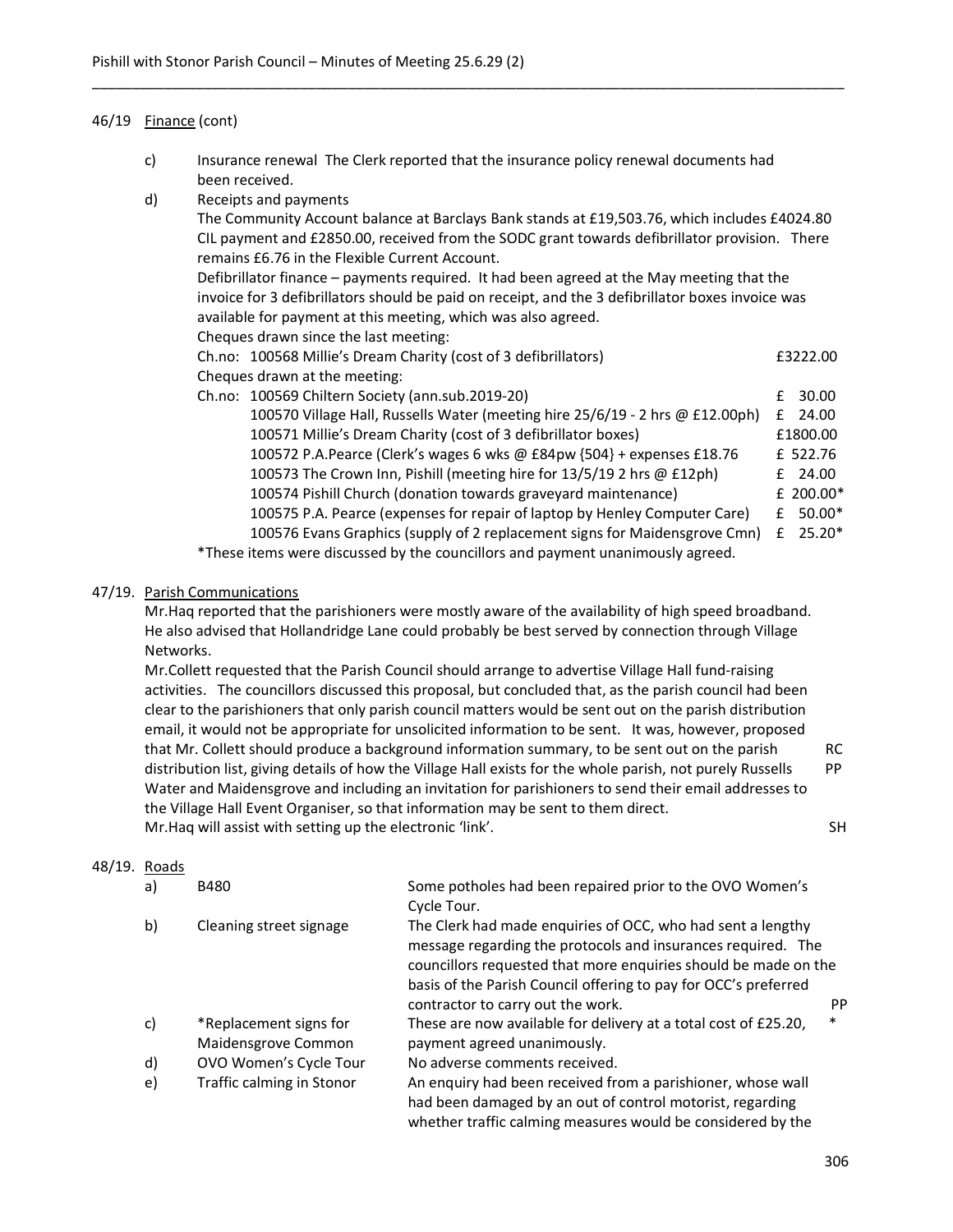## 46/19 Finance (cont)

c) Insurance renewal The Clerk reported that the insurance policy renewal documents had been received.

d) Receipts and payments

The Community Account balance at Barclays Bank stands at £19,503.76, which includes £4024.80 CIL payment and £2850.00, received from the SODC grant towards defibrillator provision. There remains £6.76 in the Flexible Current Account.

Defibrillator finance – payments required. It had been agreed at the May meeting that the invoice for 3 defibrillators should be paid on receipt, and the 3 defibrillator boxes invoice was available for payment at this meeting, which was also agreed.

Cheques drawn since the last meeting:

| | |
|---|---|
| Ch.no: 100568 Millie's Dream Charity (cost of 3 defibrillators) | £3222.00 |

Cheques drawn at the meeting:

| | |
|---|---|
| Ch.no: 100569 Chiltern Society (ann.sub.2019-20) | £ 30.00 |
| 100570 Village Hall, Russells Water (meeting hire 25/6/19 - 2 hrs @ £12.00ph) | £ 24.00 |
| 100571 Millie's Dream Charity (cost of 3 defibrillator boxes) | £1800.00 |
| 100572 P.A.Pearce (Clerk's wages 6 wks @ £84pw {504} + expenses £18.76 | £ 522.76 |
| 100573 The Crown Inn, Pishill (meeting hire for 13/5/19 2 hrs @ £12ph) | £ 24.00 |
| 100574 Pishill Church (donation towards graveyard maintenance) | £ 200.00* |
| 100575 P.A. Pearce (expenses for repair of laptop by Henley Computer Care) | £ 50.00* |
| 100576 Evans Graphics (supply of 2 replacement signs for Maidensgrove Cmn) | £ 25.20* |

*These items were discussed by the councillors and payment unanimously agreed.

## 47/19. Parish Communications

Mr.Haq reported that the parishioners were mostly aware of the availability of high speed broadband. He also advised that Hollandridge Lane could probably be best served by connection through Village Networks.

Mr.Collett requested that the Parish Council should arrange to advertise Village Hall fund-raising activities. The councillors discussed this proposal, but concluded that, as the parish council had been clear to the parishioners that only parish council matters would be sent out on the parish distribution email, it would not be appropriate for unsolicited information to be sent. It was, however, proposed that Mr. Collett should produce a background information summary, to be sent out on the parish distribution list, giving details of how the Village Hall exists for the whole parish, not purely Russells Water and Maidensgrove and including an invitation for parishioners to send their email addresses to the Village Hall Event Organiser, so that information may be sent to them direct. **RC PP**

Mr.Haq will assist with setting up the electronic 'link'. **SH**

## 48/19. Roads

| | | | |
|---|---|---|---|
| a) | B480 | Some potholes had been repaired prior to the OVO Women's Cycle Tour. | |
| b) | Cleaning street signage | The Clerk had made enquiries of OCC, who had sent a lengthy message regarding the protocols and insurances required. The councillors requested that more enquiries should be made on the basis of the Parish Council offering to pay for OCC's preferred contractor to carry out the work. | PP |
| c) | *Replacement signs for Maidensgrove Common | These are now available for delivery at a total cost of £25.20, payment agreed unanimously. | * |
| d) | OVO Women's Cycle Tour | No adverse comments received. | |
| e) | Traffic calming in Stonor | An enquiry had been received from a parishioner, whose wall had been damaged by an out of control motorist, regarding whether traffic calming measures would be considered by the | |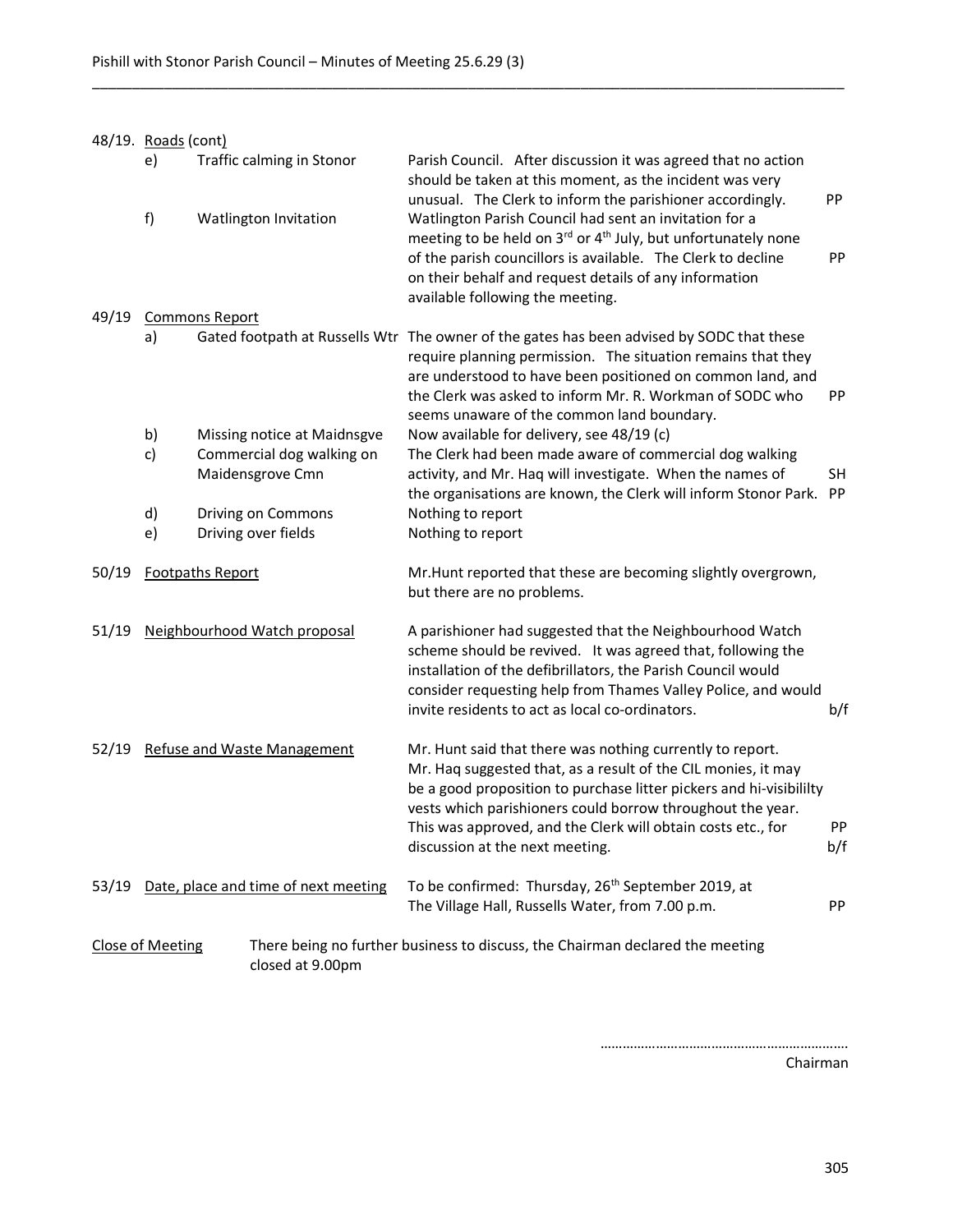| | | | | |
|---|---|---|---|---|
| 48/19. | Roads (cont) | | | |
| | e) | Traffic calming in Stonor | Parish Council. After discussion it was agreed that no action should be taken at this moment, as the incident was very unusual. The Clerk to inform the parishioner accordingly. | PP |
| | f) | Watlington Invitation | Watlington Parish Council had sent an invitation for a meeting to be held on 3rd or 4th July, but unfortunately none of the parish councillors is available. The Clerk to decline on their behalf and request details of any information available following the meeting. | PP |
| 49/19 | Commons Report | | | |
| | a) | Gated footpath at Russells Wtr | The owner of the gates has been advised by SODC that these require planning permission. The situation remains that they are understood to have been positioned on common land, and the Clerk was asked to inform Mr. R. Workman of SODC who seems unaware of the common land boundary. | PP |
| | b) | Missing notice at Maidnsgve | Now available for delivery, see 48/19 (c) | |
| | c) | Commercial dog walking on Maidensgrove Cmn | The Clerk had been made aware of commercial dog walking activity, and Mr. Haq will investigate. When the names of the organisations are known, the Clerk will inform Stonor Park. | SH PP |
| | d) | Driving on Commons | Nothing to report | |
| | e) | Driving over fields | Nothing to report | |
| 50/19 | Footpaths Report | | Mr.Hunt reported that these are becoming slightly overgrown, but there are no problems. | |
| 51/19 | Neighbourhood Watch proposal | | A parishioner had suggested that the Neighbourhood Watch scheme should be revived. It was agreed that, following the installation of the defibrillators, the Parish Council would consider requesting help from Thames Valley Police, and would invite residents to act as local co-ordinators. | b/f |
| 52/19 | Refuse and Waste Management | | Mr. Hunt said that there was nothing currently to report. Mr. Haq suggested that, as a result of the CIL monies, it may be a good proposition to purchase litter pickers and hi-visibililty vests which parishioners could borrow throughout the year. This was approved, and the Clerk will obtain costs etc., for discussion at the next meeting. | PP b/f |
| 53/19 | Date, place and time of next meeting | | To be confirmed: Thursday, 26th September 2019, at The Village Hall, Russells Water, from 7.00 p.m. | PP |

Close of Meeting — There being no further business to discuss, the Chairman declared the meeting closed at 9.00pm

……………………………………………………….
Chairman